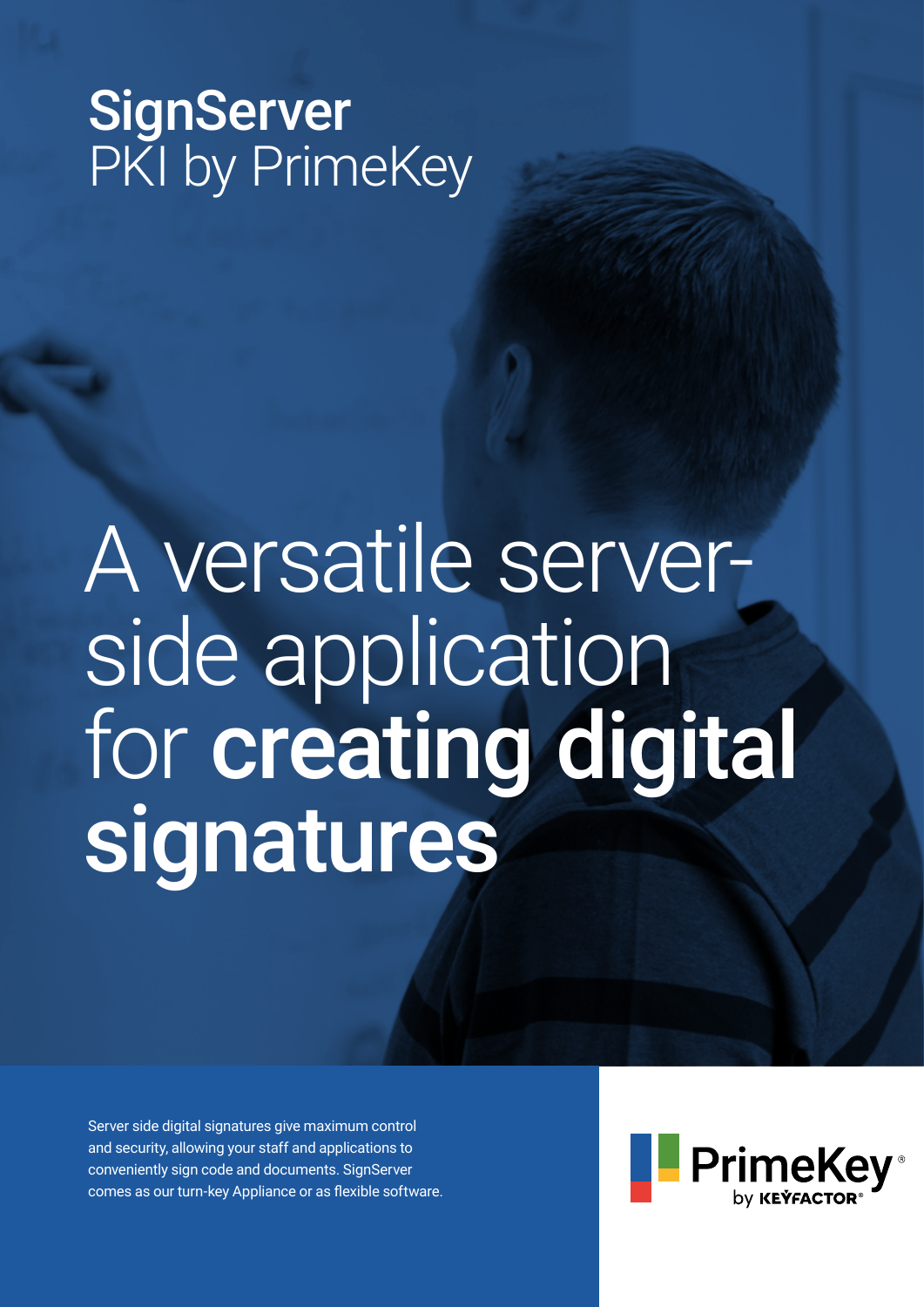# SignServer
PKI by PrimeKey

# A versatile server-side application for **creating digital signatures**

Server side digital signatures give maximum control and security, allowing your staff and applications to conveniently sign code and documents. SignServer comes as our turn-key Appliance or as flexible software.

PrimeKey® by KEYFACTOR®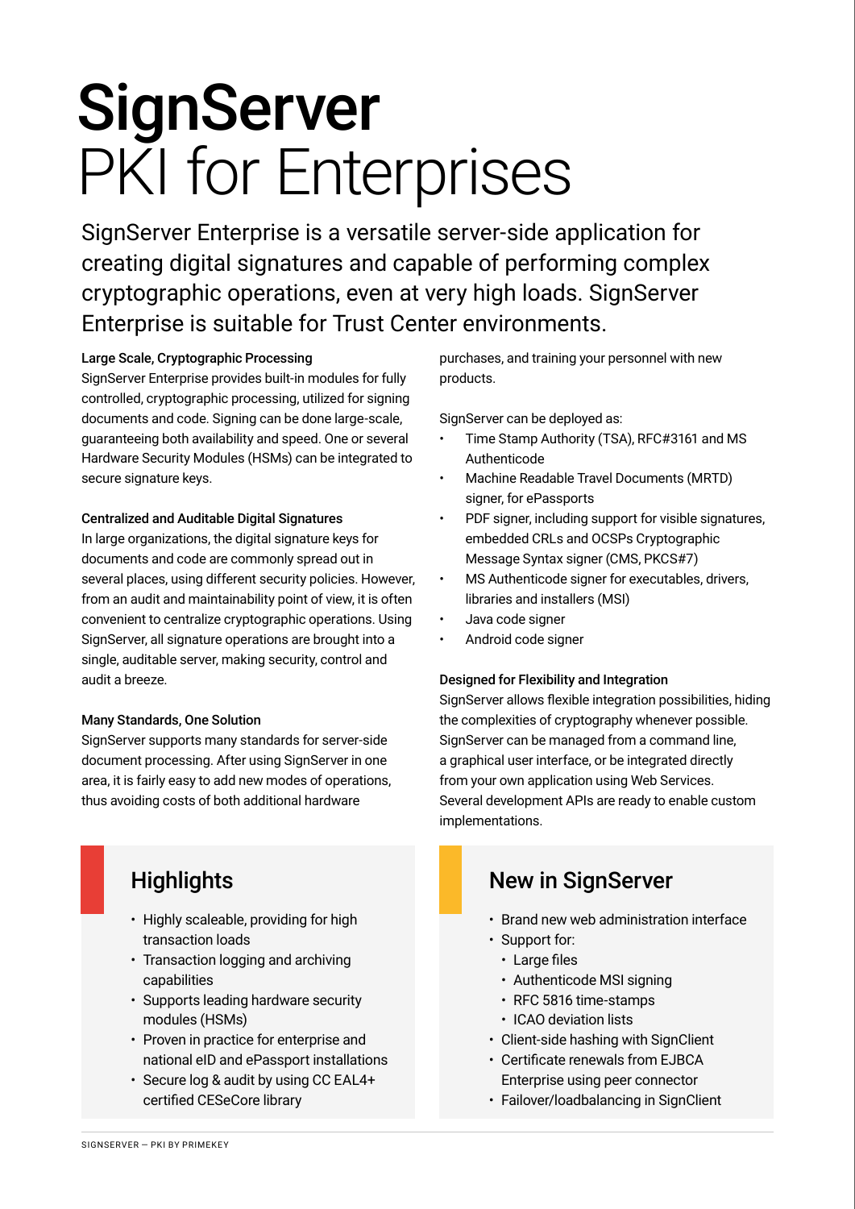# SignServer
PKI for Enterprises

SignServer Enterprise is a versatile server-side application for creating digital signatures and capable of performing complex cryptographic operations, even at very high loads. SignServer Enterprise is suitable for Trust Center environments.

**Large Scale, Cryptographic Processing**

SignServer Enterprise provides built-in modules for fully controlled, cryptographic processing, utilized for signing documents and code. Signing can be done large-scale, guaranteeing both availability and speed. One or several Hardware Security Modules (HSMs) can be integrated to secure signature keys.

**Centralized and Auditable Digital Signatures**

In large organizations, the digital signature keys for documents and code are commonly spread out in several places, using different security policies. However, from an audit and maintainability point of view, it is often convenient to centralize cryptographic operations. Using SignServer, all signature operations are brought into a single, auditable server, making security, control and audit a breeze.

**Many Standards, One Solution**

SignServer supports many standards for server-side document processing. After using SignServer in one area, it is fairly easy to add new modes of operations, thus avoiding costs of both additional hardware purchases, and training your personnel with new products.

SignServer can be deployed as:

- Time Stamp Authority (TSA), RFC#3161 and MS Authenticode
- Machine Readable Travel Documents (MRTD) signer, for ePassports
- PDF signer, including support for visible signatures, embedded CRLs and OCSPs Cryptographic Message Syntax signer (CMS, PKCS#7)
- MS Authenticode signer for executables, drivers, libraries and installers (MSI)
- Java code signer
- Android code signer

**Designed for Flexibility and Integration**

SignServer allows flexible integration possibilities, hiding the complexities of cryptography whenever possible. SignServer can be managed from a command line, a graphical user interface, or be integrated directly from your own application using Web Services. Several development APIs are ready to enable custom implementations.

## Highlights

- Highly scaleable, providing for high transaction loads
- Transaction logging and archiving capabilities
- Supports leading hardware security modules (HSMs)
- Proven in practice for enterprise and national eID and ePassport installations
- Secure log & audit by using CC EAL4+ certified CESeCore library

## New in SignServer

- Brand new web administration interface
- Support for:
  - Large files
  - Authenticode MSI signing
  - RFC 5816 time-stamps
  - ICAO deviation lists
- Client-side hashing with SignClient
- Certificate renewals from EJBCA Enterprise using peer connector
- Failover/loadbalancing in SignClient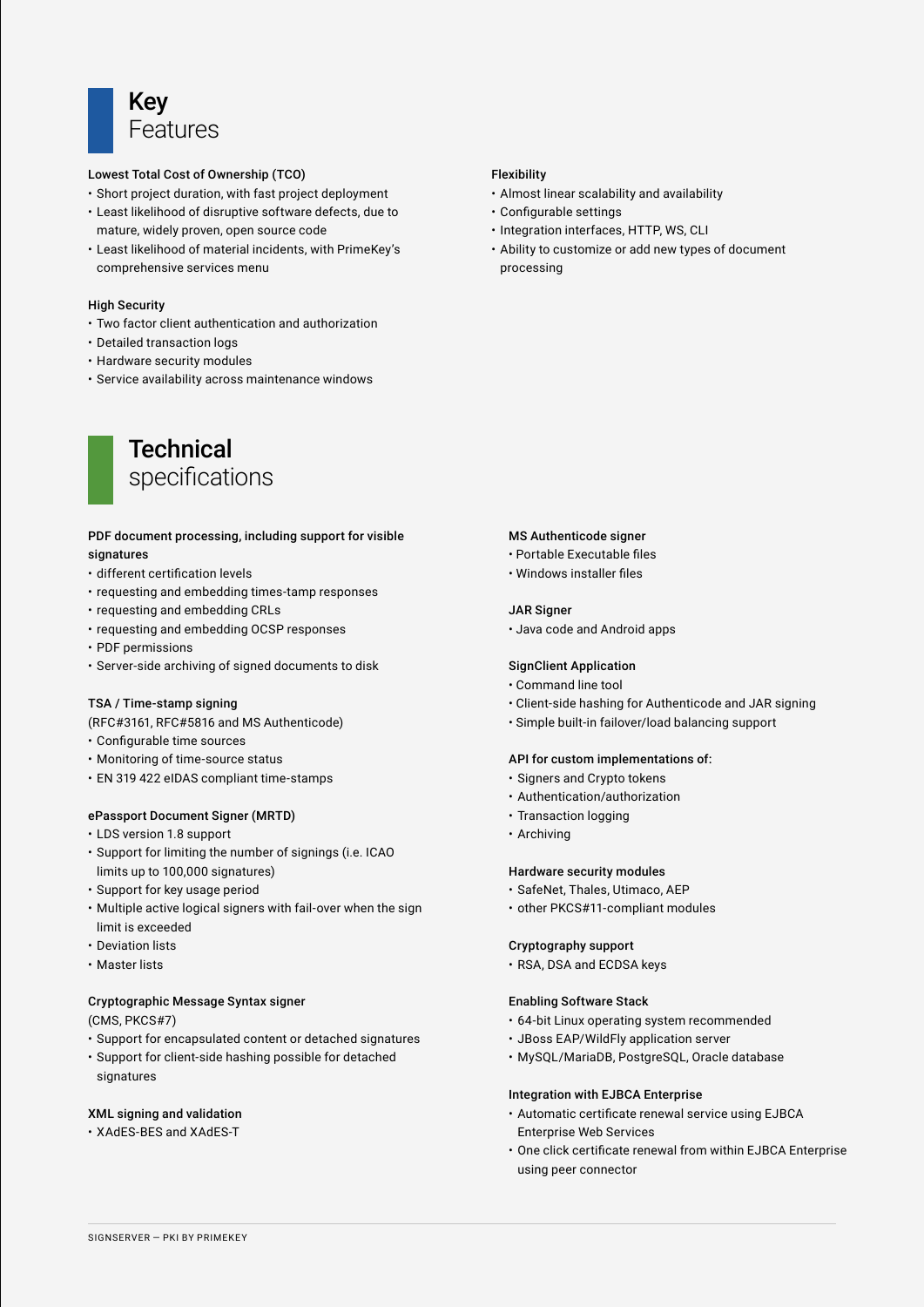# Key Features

### Lowest Total Cost of Ownership (TCO)

- Short project duration, with fast project deployment
- Least likelihood of disruptive software defects, due to mature, widely proven, open source code
- Least likelihood of material incidents, with PrimeKey's comprehensive services menu

### High Security

- Two factor client authentication and authorization
- Detailed transaction logs
- Hardware security modules
- Service availability across maintenance windows

### Flexibility

- Almost linear scalability and availability
- Configurable settings
- Integration interfaces, HTTP, WS, CLI
- Ability to customize or add new types of document processing

# Technical specifications

### PDF document processing, including support for visible signatures

- different certification levels
- requesting and embedding times-tamp responses
- requesting and embedding CRLs
- requesting and embedding OCSP responses
- PDF permissions
- Server-side archiving of signed documents to disk

### TSA / Time-stamp signing

(RFC#3161, RFC#5816 and MS Authenticode)

- Configurable time sources
- Monitoring of time-source status
- EN 319 422 eIDAS compliant time-stamps

### ePassport Document Signer (MRTD)

- LDS version 1.8 support
- Support for limiting the number of signings (i.e. ICAO limits up to 100,000 signatures)
- Support for key usage period
- Multiple active logical signers with fail-over when the sign limit is exceeded
- Deviation lists
- Master lists

### Cryptographic Message Syntax signer

(CMS, PKCS#7)

- Support for encapsulated content or detached signatures
- Support for client-side hashing possible for detached signatures

### XML signing and validation

- XAdES-BES and XAdES-T

### MS Authenticode signer

- Portable Executable files
- Windows installer files

### JAR Signer

- Java code and Android apps

### SignClient Application

- Command line tool
- Client-side hashing for Authenticode and JAR signing
- Simple built-in failover/load balancing support

### API for custom implementations of:

- Signers and Crypto tokens
- Authentication/authorization
- Transaction logging
- Archiving

### Hardware security modules

- SafeNet, Thales, Utimaco, AEP
- other PKCS#11-compliant modules

### Cryptography support

- RSA, DSA and ECDSA keys

### Enabling Software Stack

- 64-bit Linux operating system recommended
- JBoss EAP/WildFly application server
- MySQL/MariaDB, PostgreSQL, Oracle database

### Integration with EJBCA Enterprise

- Automatic certificate renewal service using EJBCA Enterprise Web Services
- One click certificate renewal from within EJBCA Enterprise using peer connector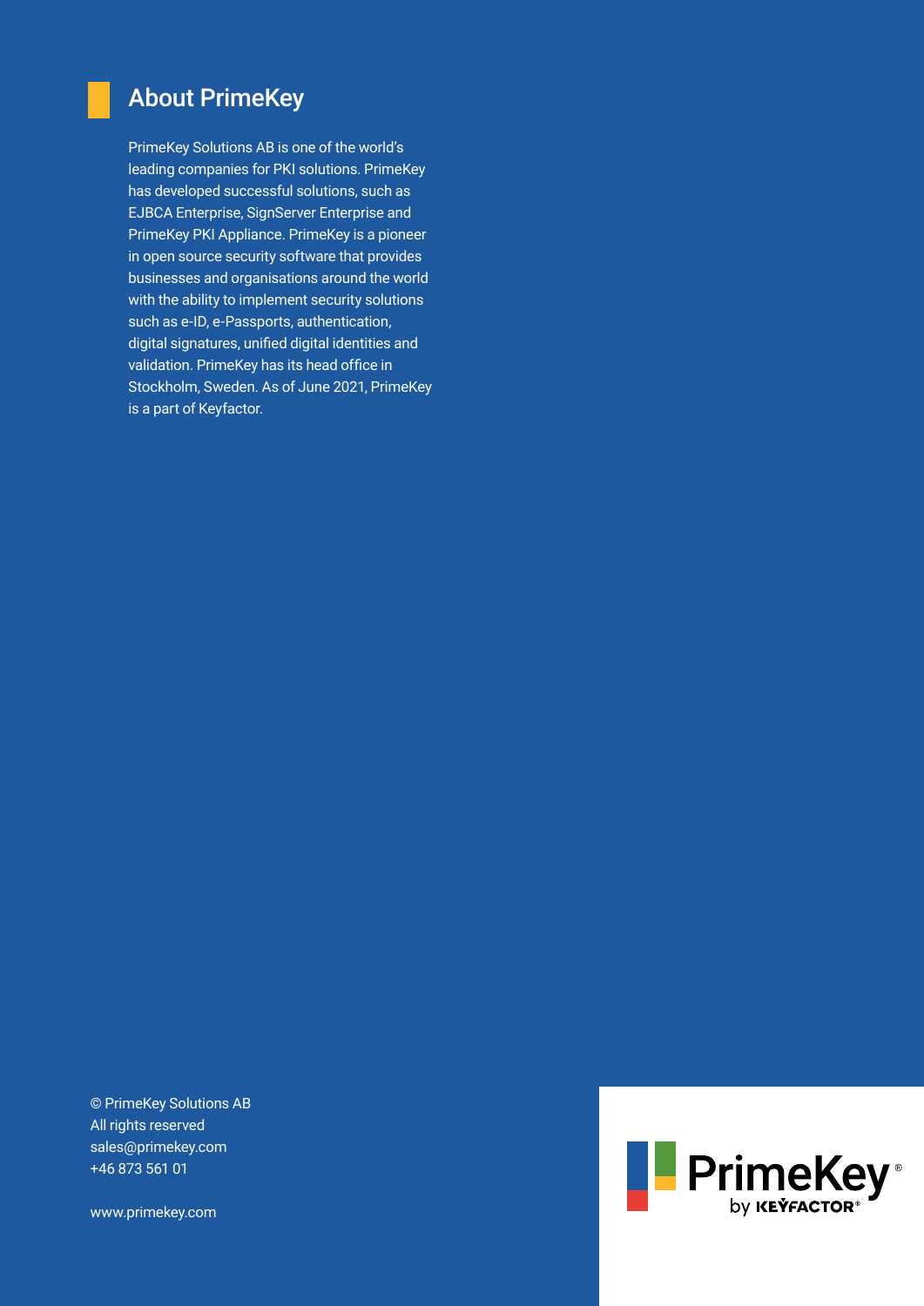## About PrimeKey

PrimeKey Solutions AB is one of the world's leading companies for PKI solutions. PrimeKey has developed successful solutions, such as EJBCA Enterprise, SignServer Enterprise and PrimeKey PKI Appliance. PrimeKey is a pioneer in open source security software that provides businesses and organisations around the world with the ability to implement security solutions such as e-ID, e-Passports, authentication, digital signatures, unified digital identities and validation. PrimeKey has its head office in Stockholm, Sweden. As of June 2021, PrimeKey is a part of Keyfactor.

© PrimeKey Solutions AB
All rights reserved
sales@primekey.com
+46 873 561 01

www.primekey.com

PrimeKey® by KEYFACTOR®